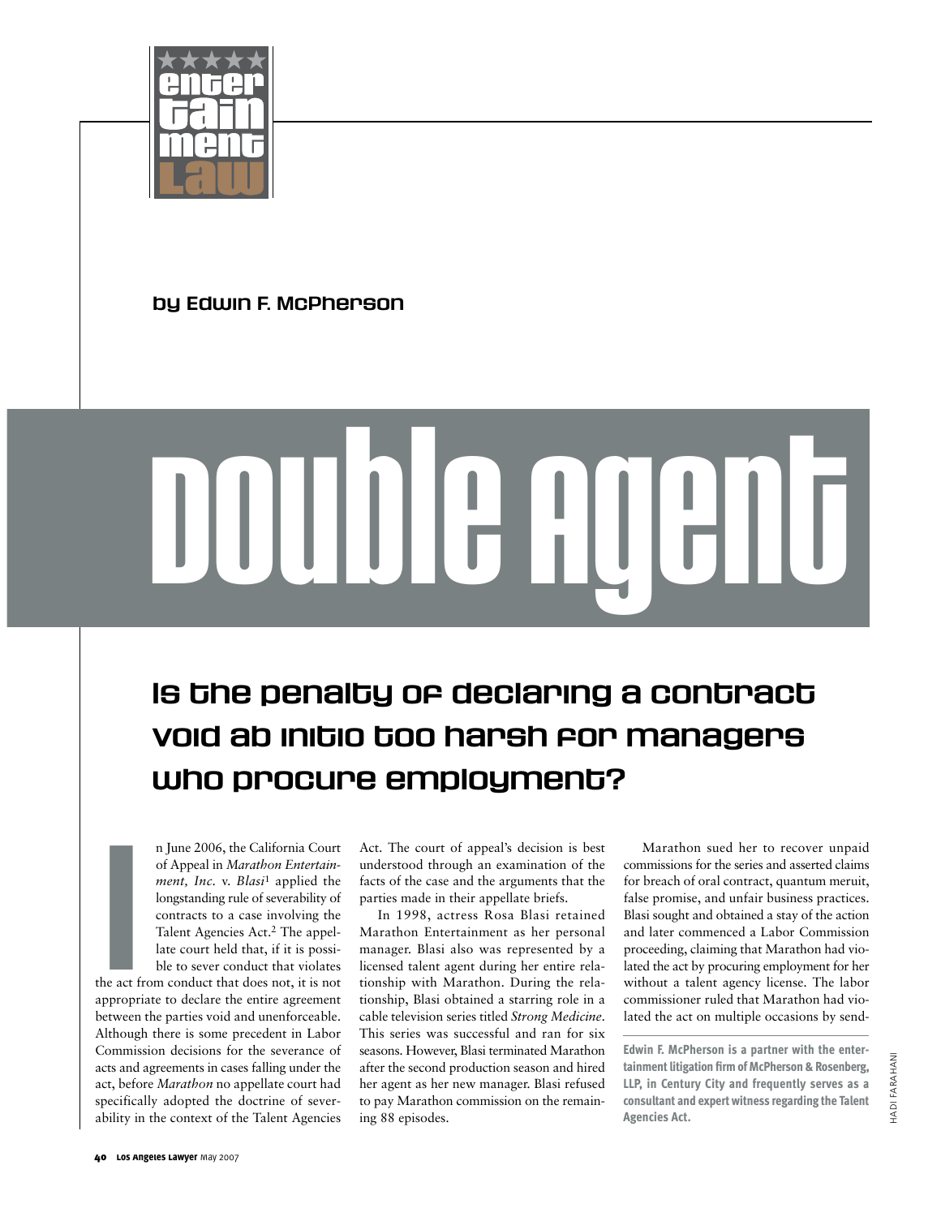entertainment law

by Edwin F. McPherson

# Double Agent

## Is the penalty of declaring a contract void ab initio too harsh for managers who procure employment?

In June 2006, the California Court of Appeal in *Marathon Entertainment, Inc.* v. *Blasi*[1] applied the longstanding rule of severability of contracts to a case involving the Talent Agencies Act.[2] The appellate court held that, if it is possible to sever conduct that violates the act from conduct that does not, it is not appropriate to declare the entire agreement between the parties void and unenforceable. Although there is some precedent in Labor Commission decisions for the severance of acts and agreements in cases falling under the act, before *Marathon* no appellate court had specifically adopted the doctrine of severability in the context of the Talent Agencies Act. The court of appeal's decision is best understood through an examination of the facts of the case and the arguments that the parties made in their appellate briefs.

In 1998, actress Rosa Blasi retained Marathon Entertainment as her personal manager. Blasi also was represented by a licensed talent agent during her entire relationship with Marathon. During the relationship, Blasi obtained a starring role in a cable television series titled *Strong Medicine*. This series was successful and ran for six seasons. However, Blasi terminated Marathon after the second production season and hired her agent as her new manager. Blasi refused to pay Marathon commission on the remaining 88 episodes.

Marathon sued her to recover unpaid commissions for the series and asserted claims for breach of oral contract, quantum meruit, false promise, and unfair business practices. Blasi sought and obtained a stay of the action and later commenced a Labor Commission proceeding, claiming that Marathon had violated the act by procuring employment for her without a talent agency license. The labor commissioner ruled that Marathon had violated the act on multiple occasions by send-

**Edwin F. McPherson is a partner with the entertainment litigation firm of McPherson & Rosenberg, LLP, in Century City and frequently serves as a consultant and expert witness regarding the Talent Agencies Act.**

HADI FARAHANI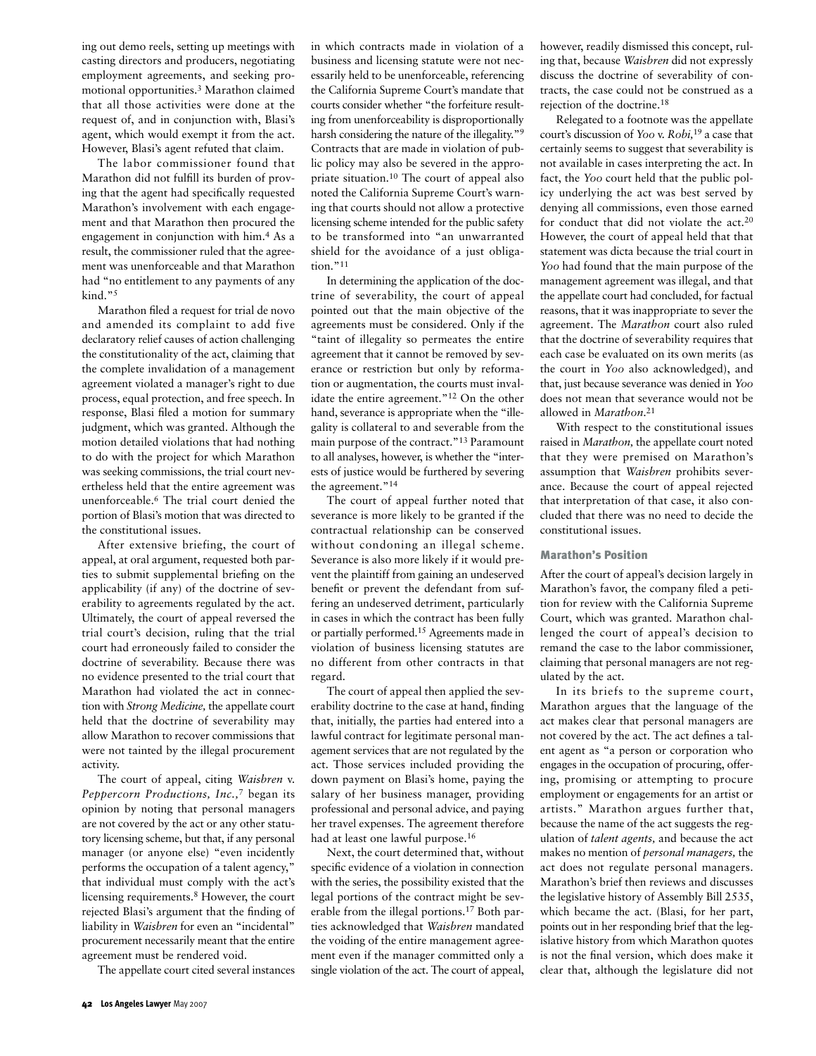ing out demo reels, setting up meetings with casting directors and producers, negotiating employment agreements, and seeking promotional opportunities.[3] Marathon claimed that all those activities were done at the request of, and in conjunction with, Blasi's agent, which would exempt it from the act. However, Blasi's agent refuted that claim.

The labor commissioner found that Marathon did not fulfill its burden of proving that the agent had specifically requested Marathon's involvement with each engagement and that Marathon then procured the engagement in conjunction with him.[4] As a result, the commissioner ruled that the agreement was unenforceable and that Marathon had "no entitlement to any payments of any kind."[5]

Marathon filed a request for trial de novo and amended its complaint to add five declaratory relief causes of action challenging the constitutionality of the act, claiming that the complete invalidation of a management agreement violated a manager's right to due process, equal protection, and free speech. In response, Blasi filed a motion for summary judgment, which was granted. Although the motion detailed violations that had nothing to do with the project for which Marathon was seeking commissions, the trial court nevertheless held that the entire agreement was unenforceable.[6] The trial court denied the portion of Blasi's motion that was directed to the constitutional issues.

After extensive briefing, the court of appeal, at oral argument, requested both parties to submit supplemental briefing on the applicability (if any) of the doctrine of severability to agreements regulated by the act. Ultimately, the court of appeal reversed the trial court's decision, ruling that the trial court had erroneously failed to consider the doctrine of severability. Because there was no evidence presented to the trial court that Marathon had violated the act in connection with *Strong Medicine,* the appellate court held that the doctrine of severability may allow Marathon to recover commissions that were not tainted by the illegal procurement activity.

The court of appeal, citing *Waisbren* v. *Peppercorn Productions, Inc.,*[7] began its opinion by noting that personal managers are not covered by the act or any other statutory licensing scheme, but that, if any personal manager (or anyone else) "even incidently performs the occupation of a talent agency," that individual must comply with the act's licensing requirements.[8] However, the court rejected Blasi's argument that the finding of liability in *Waisbren* for even an "incidental" procurement necessarily meant that the entire agreement must be rendered void.

The appellate court cited several instances in which contracts made in violation of a business and licensing statute were not necessarily held to be unenforceable, referencing the California Supreme Court's mandate that courts consider whether "the forfeiture resulting from unenforceability is disproportionally harsh considering the nature of the illegality."[9] Contracts that are made in violation of public policy may also be severed in the appropriate situation.[10] The court of appeal also noted the California Supreme Court's warning that courts should not allow a protective licensing scheme intended for the public safety to be transformed into "an unwarranted shield for the avoidance of a just obligation."[11]

In determining the application of the doctrine of severability, the court of appeal pointed out that the main objective of the agreements must be considered. Only if the "taint of illegality so permeates the entire agreement that it cannot be removed by severance or restriction but only by reformation or augmentation, the courts must invalidate the entire agreement."[12] On the other hand, severance is appropriate when the "illegality is collateral to and severable from the main purpose of the contract."[13] Paramount to all analyses, however, is whether the "interests of justice would be furthered by severing the agreement."[14]

The court of appeal further noted that severance is more likely to be granted if the contractual relationship can be conserved without condoning an illegal scheme. Severance is also more likely if it would prevent the plaintiff from gaining an undeserved benefit or prevent the defendant from suffering an undeserved detriment, particularly in cases in which the contract has been fully or partially performed.[15] Agreements made in violation of business licensing statutes are no different from other contracts in that regard.

The court of appeal then applied the severability doctrine to the case at hand, finding that, initially, the parties had entered into a lawful contract for legitimate personal management services that are not regulated by the act. Those services included providing the down payment on Blasi's home, paying the salary of her business manager, providing professional and personal advice, and paying her travel expenses. The agreement therefore had at least one lawful purpose.[16]

Next, the court determined that, without specific evidence of a violation in connection with the series, the possibility existed that the legal portions of the contract might be severable from the illegal portions.[17] Both parties acknowledged that *Waisbren* mandated the voiding of the entire management agreement even if the manager committed only a single violation of the act. The court of appeal, however, readily dismissed this concept, ruling that, because *Waisbren* did not expressly discuss the doctrine of severability of contracts, the case could not be construed as a rejection of the doctrine.[18]

Relegated to a footnote was the appellate court's discussion of *Yoo* v. *Robi,*[19] a case that certainly seems to suggest that severability is not available in cases interpreting the act. In fact, the *Yoo* court held that the public policy underlying the act was best served by denying all commissions, even those earned for conduct that did not violate the act.[20] However, the court of appeal held that that statement was dicta because the trial court in *Yoo* had found that the main purpose of the management agreement was illegal, and that the appellate court had concluded, for factual reasons, that it was inappropriate to sever the agreement. The *Marathon* court also ruled that the doctrine of severability requires that each case be evaluated on its own merits (as the court in *Yoo* also acknowledged), and that, just because severance was denied in *Yoo* does not mean that severance would not be allowed in *Marathon*.[21]

With respect to the constitutional issues raised in *Marathon,* the appellate court noted that they were premised on Marathon's assumption that *Waisbren* prohibits severance. Because the court of appeal rejected that interpretation of that case, it also concluded that there was no need to decide the constitutional issues.

### Marathon's Position

After the court of appeal's decision largely in Marathon's favor, the company filed a petition for review with the California Supreme Court, which was granted. Marathon challenged the court of appeal's decision to remand the case to the labor commissioner, claiming that personal managers are not regulated by the act.

In its briefs to the supreme court, Marathon argues that the language of the act makes clear that personal managers are not covered by the act. The act defines a talent agent as "a person or corporation who engages in the occupation of procuring, offering, promising or attempting to procure employment or engagements for an artist or artists." Marathon argues further that, because the name of the act suggests the regulation of *talent agents,* and because the act makes no mention of *personal managers,* the act does not regulate personal managers. Marathon's brief then reviews and discusses the legislative history of Assembly Bill 2535, which became the act. (Blasi, for her part, points out in her responding brief that the legislative history from which Marathon quotes is not the final version, which does make it clear that, although the legislature did not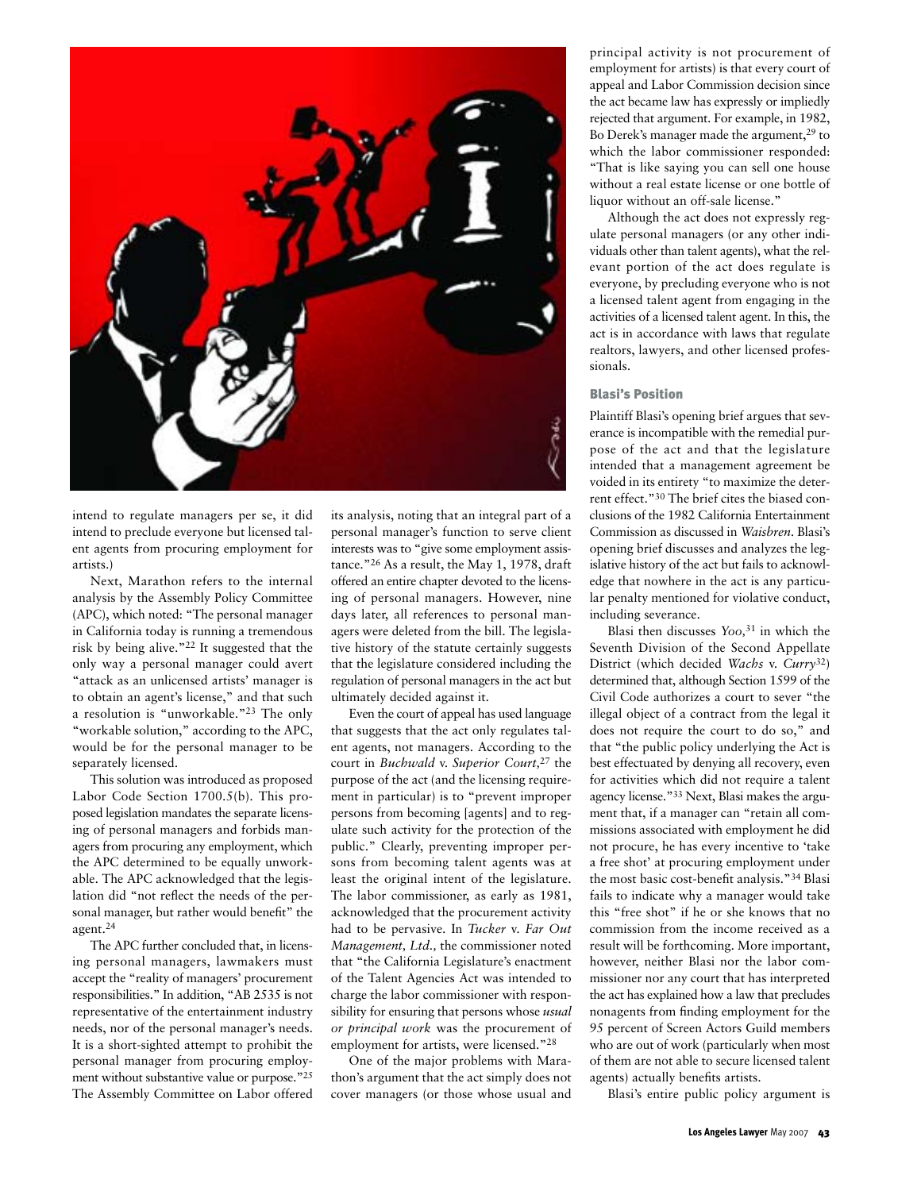intend to regulate managers per se, it did intend to preclude everyone but licensed talent agents from procuring employment for artists.)

Next, Marathon refers to the internal analysis by the Assembly Policy Committee (APC), which noted: "The personal manager in California today is running a tremendous risk by being alive."[22] It suggested that the only way a personal manager could avert "attack as an unlicensed artists' manager is to obtain an agent's license," and that such a resolution is "unworkable."[23] The only "workable solution," according to the APC, would be for the personal manager to be separately licensed.

This solution was introduced as proposed Labor Code Section 1700.5(b). This proposed legislation mandates the separate licensing of personal managers and forbids managers from procuring any employment, which the APC determined to be equally unworkable. The APC acknowledged that the legislation did "not reflect the needs of the personal manager, but rather would benefit" the agent.[24]

The APC further concluded that, in licensing personal managers, lawmakers must accept the "reality of managers' procurement responsibilities." In addition, "AB 2535 is not representative of the entertainment industry needs, nor of the personal manager's needs. It is a short-sighted attempt to prohibit the personal manager from procuring employment without substantive value or purpose."[25] The Assembly Committee on Labor offered its analysis, noting that an integral part of a personal manager's function to serve client interests was to "give some employment assistance."[26] As a result, the May 1, 1978, draft offered an entire chapter devoted to the licensing of personal managers. However, nine days later, all references to personal managers were deleted from the bill. The legislative history of the statute certainly suggests that the legislature considered including the regulation of personal managers in the act but ultimately decided against it.

Even the court of appeal has used language that suggests that the act only regulates talent agents, not managers. According to the court in *Buchwald* v. *Superior Court,*[27] the purpose of the act (and the licensing requirement in particular) is to "prevent improper persons from becoming [agents] and to regulate such activity for the protection of the public." Clearly, preventing improper persons from becoming talent agents was at least the original intent of the legislature. The labor commissioner, as early as 1981, acknowledged that the procurement activity had to be pervasive. In *Tucker* v. *Far Out Management, Ltd.,* the commissioner noted that "the California Legislature's enactment of the Talent Agencies Act was intended to charge the labor commissioner with responsibility for ensuring that persons whose *usual or principal work* was the procurement of employment for artists, were licensed."[28]

One of the major problems with Marathon's argument that the act simply does not cover managers (or those whose usual and principal activity is not procurement of employment for artists) is that every court of appeal and Labor Commission decision since the act became law has expressly or impliedly rejected that argument. For example, in 1982, Bo Derek's manager made the argument,[29] to which the labor commissioner responded: "That is like saying you can sell one house without a real estate license or one bottle of liquor without an off-sale license."

Although the act does not expressly regulate personal managers (or any other individuals other than talent agents), what the relevant portion of the act does regulate is everyone, by precluding everyone who is not a licensed talent agent from engaging in the activities of a licensed talent agent. In this, the act is in accordance with laws that regulate realtors, lawyers, and other licensed professionals.

### Blasi's Position

Plaintiff Blasi's opening brief argues that severance is incompatible with the remedial purpose of the act and that the legislature intended that a management agreement be voided in its entirety "to maximize the deterrent effect."[30] The brief cites the biased conclusions of the 1982 California Entertainment Commission as discussed in *Waisbren*. Blasi's opening brief discusses and analyzes the legislative history of the act but fails to acknowledge that nowhere in the act is any particular penalty mentioned for violative conduct, including severance.

Blasi then discusses *Yoo,*[31] in which the Seventh Division of the Second Appellate District (which decided *Wachs* v. *Curry*[32]) determined that, although Section 1599 of the Civil Code authorizes a court to sever "the illegal object of a contract from the legal it does not require the court to do so," and that "the public policy underlying the Act is best effectuated by denying all recovery, even for activities which did not require a talent agency license."[33] Next, Blasi makes the argument that, if a manager can "retain all commissions associated with employment he did not procure, he has every incentive to 'take a free shot' at procuring employment under the most basic cost-benefit analysis."[34] Blasi fails to indicate why a manager would take this "free shot" if he or she knows that no commission from the income received as a result will be forthcoming. More important, however, neither Blasi nor the labor commissioner nor any court that has interpreted the act has explained how a law that precludes nonagents from finding employment for the 95 percent of Screen Actors Guild members who are out of work (particularly when most of them are not able to secure licensed talent agents) actually benefits artists.

Blasi's entire public policy argument is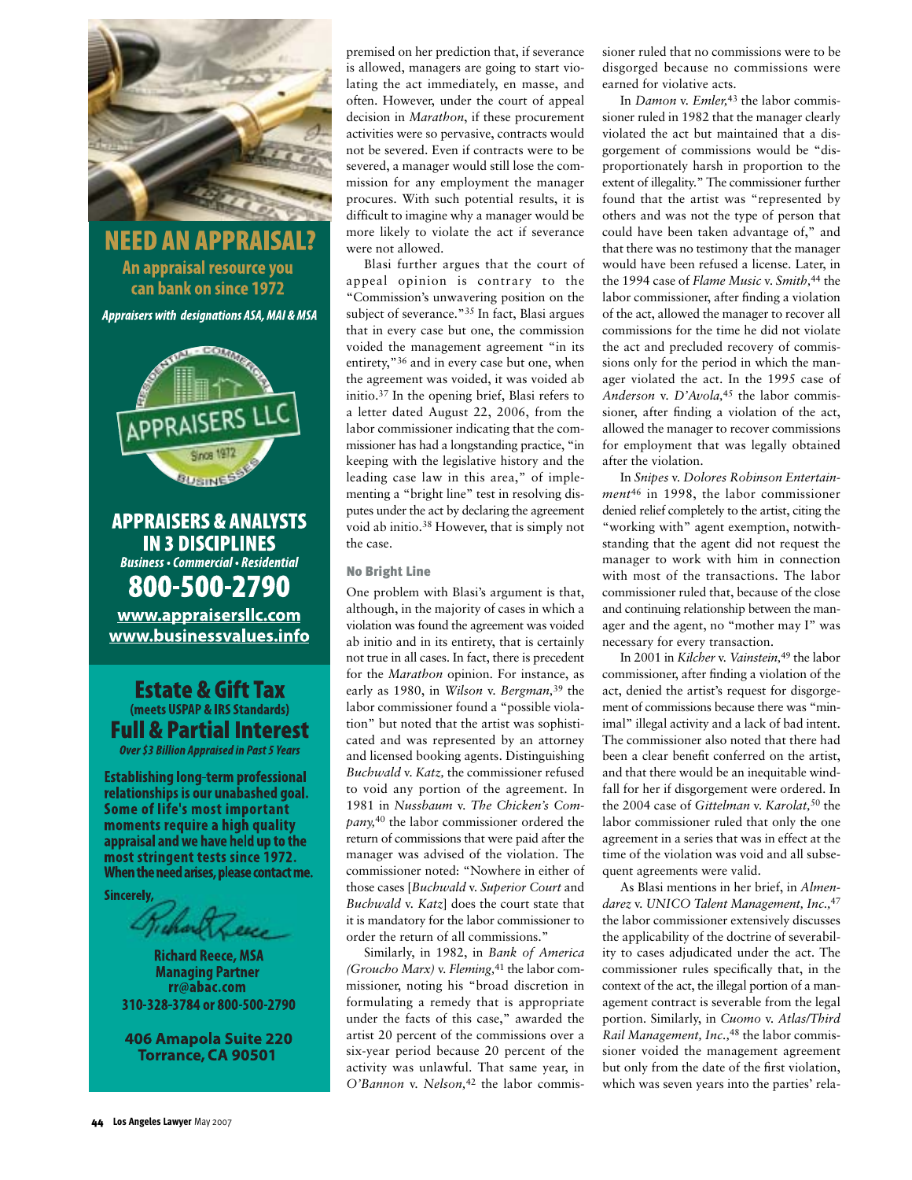premised on her prediction that, if severance is allowed, managers are going to start violating the act immediately, en masse, and often. However, under the court of appeal decision in *Marathon*, if these procurement activities were so pervasive, contracts would not be severed. Even if contracts were to be severed, a manager would still lose the commission for any employment the manager procures. With such potential results, it is difficult to imagine why a manager would be more likely to violate the act if severance were not allowed.

Blasi further argues that the court of appeal opinion is contrary to the "Commission's unwavering position on the subject of severance."[35] In fact, Blasi argues that in every case but one, the commission voided the management agreement "in its entirety,"[36] and in every case but one, when the agreement was voided, it was voided ab initio.[37] In the opening brief, Blasi refers to a letter dated August 22, 2006, from the labor commissioner indicating that the commissioner has had a longstanding practice, "in keeping with the legislative history and the leading case law in this area," of implementing a "bright line" test in resolving disputes under the act by declaring the agreement void ab initio.[38] However, that is simply not the case.

### No Bright Line

One problem with Blasi's argument is that, although, in the majority of cases in which a violation was found the agreement was voided ab initio and in its entirety, that is certainly not true in all cases. In fact, there is precedent for the *Marathon* opinion. For instance, as early as 1980, in *Wilson* v. *Bergman,*[39] the labor commissioner found a "possible violation" but noted that the artist was sophisticated and was represented by an attorney and licensed booking agents. Distinguishing *Buchwald* v. *Katz,* the commissioner refused to void any portion of the agreement. In 1981 in *Nussbaum* v. *The Chicken's Company,*[40] the labor commissioner ordered the return of commissions that were paid after the manager was advised of the violation. The commissioner noted: "Nowhere in either of those cases [*Buchwald* v. *Superior Court* and *Buchwald* v. *Katz*] does the court state that it is mandatory for the labor commissioner to order the return of all commissions."

Similarly, in 1982, in *Bank of America (Groucho Marx)* v. *Fleming,*[41] the labor commissioner, noting his "broad discretion in formulating a remedy that is appropriate under the facts of this case," awarded the artist 20 percent of the commissions over a six-year period because 20 percent of the activity was unlawful. That same year, in *O'Bannon* v. *Nelson,*[42] the labor commissioner ruled that no commissions were to be disgorged because no commissions were earned for violative acts.

In *Damon* v. *Emler,*[43] the labor commissioner ruled in 1982 that the manager clearly violated the act but maintained that a disgorgement of commissions would be "disproportionately harsh in proportion to the extent of illegality." The commissioner further found that the artist was "represented by others and was not the type of person that could have been taken advantage of," and that there was no testimony that the manager would have been refused a license. Later, in the 1994 case of *Flame Music* v. *Smith,*[44] the labor commissioner, after finding a violation of the act, allowed the manager to recover all commissions for the time he did not violate the act and precluded recovery of commissions only for the period in which the manager violated the act. In the 1995 case of *Anderson* v. *D'Avola,*[45] the labor commissioner, after finding a violation of the act, allowed the manager to recover commissions for employment that was legally obtained after the violation.

In *Snipes* v. *Dolores Robinson Entertainment*[46] in 1998, the labor commissioner denied relief completely to the artist, citing the "working with" agent exemption, notwithstanding that the agent did not request the manager to work with him in connection with most of the transactions. The labor commissioner ruled that, because of the close and continuing relationship between the manager and the agent, no "mother may I" was necessary for every transaction.

In 2001 in *Kilcher* v. *Vainstein,*[49] the labor commissioner, after finding a violation of the act, denied the artist's request for disgorgement of commissions because there was "minimal" illegal activity and a lack of bad intent. The commissioner also noted that there had been a clear benefit conferred on the artist, and that there would be an inequitable windfall for her if disgorgement were ordered. In the 2004 case of *Gittelman* v. *Karolat,*[50] the labor commissioner ruled that only the one agreement in a series that was in effect at the time of the violation was void and all subsequent agreements were valid.

As Blasi mentions in her brief, in *Almendarez* v. *UNICO Talent Management, Inc.,*[47] the labor commissioner extensively discusses the applicability of the doctrine of severability to cases adjudicated under the act. The commissioner rules specifically that, in the context of the act, the illegal portion of a management contract is severable from the legal portion. Similarly, in *Cuomo* v. *Atlas/Third Rail Management, Inc.,*[48] the labor commissioner voided the management agreement but only from the date of the first violation, which was seven years into the parties' rela-

**NEED AN APPRAISAL?**
**An appraisal resource you can bank on since 1972**
*Appraisers with designations ASA, MAI & MSA*

APPRAISERS LLC — Since 1972 — Residential • Commercial • Business

**APPRAISERS & ANALYSTS IN 3 DISCIPLINES**
*Business • Commercial • Residential*
**800-500-2790**
www.appraisersllc.com
www.businessvalues.info

**Estate & Gift Tax**
**(meets USPAP & IRS Standards)**
**Full & Partial Interest**
*Over $3 Billion Appraised in Past 5 Years*

**Establishing long-term professional relationships is our unabashed goal. Some of life's most important moments require a high quality appraisal and we have held up to the most stringent tests since 1972. When the need arises, please contact me.**

Sincerely,

Richard Reece, MSA
Managing Partner
rr@abac.com
310-328-3784 or 800-500-2790

406 Amapola Suite 220
Torrance, CA 90501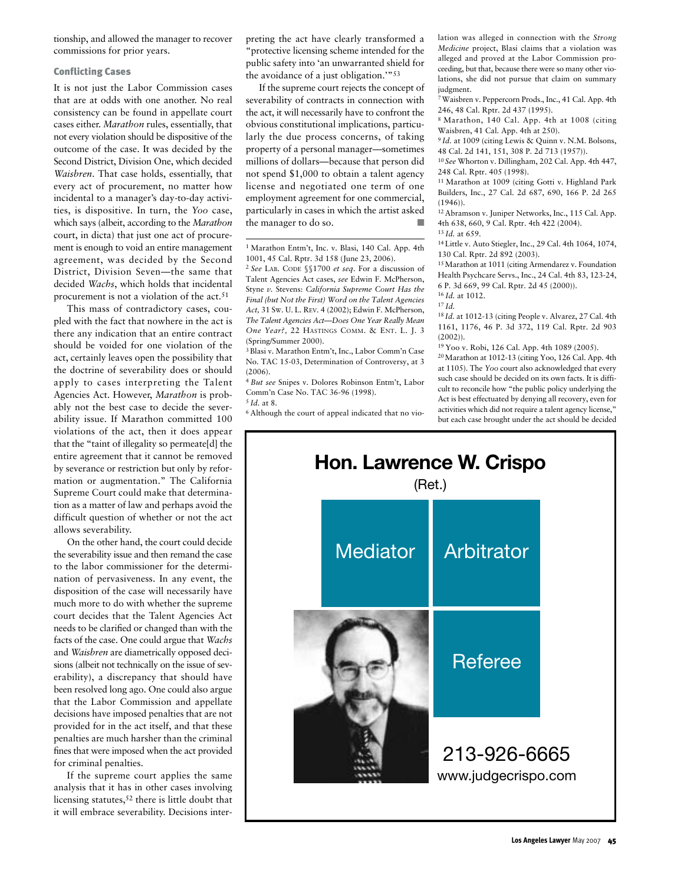tionship, and allowed the manager to recover commissions for prior years.

### Conflicting Cases

It is not just the Labor Commission cases that are at odds with one another. No real consistency can be found in appellate court cases either. *Marathon* rules, essentially, that not every violation should be dispositive of the outcome of the case. It was decided by the Second District, Division One, which decided *Waisbren*. That case holds, essentially, that every act of procurement, no matter how incidental to a manager's day-to-day activities, is dispositive. In turn, the *Yoo* case, which says (albeit, according to the *Marathon* court, in dicta) that just one act of procurement is enough to void an entire management agreement, was decided by the Second District, Division Seven—the same that decided *Wachs*, which holds that incidental procurement is not a violation of the act.[51]

This mass of contradictory cases, coupled with the fact that nowhere in the act is there any indication that an entire contract should be voided for one violation of the act, certainly leaves open the possibility that the doctrine of severability does or should apply to cases interpreting the Talent Agencies Act. However, *Marathon* is probably not the best case to decide the severability issue. If Marathon committed 100 violations of the act, then it does appear that the "taint of illegality so permeate[d] the entire agreement that it cannot be removed by severance or restriction but only by reformation or augmentation." The California Supreme Court could make that determination as a matter of law and perhaps avoid the difficult question of whether or not the act allows severability.

On the other hand, the court could decide the severability issue and then remand the case to the labor commissioner for the determination of pervasiveness. In any event, the disposition of the case will necessarily have much more to do with whether the supreme court decides that the Talent Agencies Act needs to be clarified or changed than with the facts of the case. One could argue that *Wachs* and *Waisbren* are diametrically opposed decisions (albeit not technically on the issue of severability), a discrepancy that should have been resolved long ago. One could also argue that the Labor Commission and appellate decisions have imposed penalties that are not provided for in the act itself, and that these penalties are much harsher than the criminal fines that were imposed when the act provided for criminal penalties.

If the supreme court applies the same analysis that it has in other cases involving licensing statutes,[52] there is little doubt that it will embrace severability. Decisions interpreting the act have clearly transformed a "protective licensing scheme intended for the public safety into 'an unwarranted shield for the avoidance of a just obligation.'"[53]

If the supreme court rejects the concept of severability of contracts in connection with the act, it will necessarily have to confront the obvious constitutional implications, particularly the due process concerns, of taking property of a personal manager—sometimes millions of dollars—because that person did not spend $1,000 to obtain a talent agency license and negotiated one term of one employment agreement for one commercial, particularly in cases in which the artist asked the manager to do so. ■

---

[1] Marathon Entm't, Inc. v. Blasi, 140 Cal. App. 4th 1001, 45 Cal. Rptr. 3d 158 (June 23, 2006).

[2] *See* Lab. Code §§1700 *et seq.* For a discussion of Talent Agencies Act cases, *see* Edwin F. McPherson, Styne *v.* Stevens: *California Supreme Court Has the Final (but Not the First) Word on the Talent Agencies Act,* 31 Sw. U. L. Rev. 4 (2002); Edwin F. McPherson, *The Talent Agencies Act—Does One Year Really Mean One Year?,* 22 Hastings Comm. & Ent. L. J. 3 (Spring/Summer 2000).

[3] Blasi v. Marathon Entm't, Inc., Labor Comm'n Case No. TAC 15-03, Determination of Controversy, at 3 (2006).

[4] *But see* Snipes v. Dolores Robinson Entm't, Labor Comm'n Case No. TAC 36-96 (1998).

[5] *Id.* at 8.

[6] Although the court of appeal indicated that no violation was alleged in connection with the *Strong Medicine* project, Blasi claims that a violation was alleged and proved at the Labor Commission proceeding, but that, because there were so many other violations, she did not pursue that claim on summary judgment.

[7] Waisbren v. Peppercorn Prods., Inc., 41 Cal. App. 4th 246, 48 Cal. Rptr. 2d 437 (1995).

[8] Marathon, 140 Cal. App. 4th at 1008 (citing Waisbren, 41 Cal. App. 4th at 250).

[9] *Id.* at 1009 (citing Lewis & Quinn v. N.M. Bolsons, 48 Cal. 2d 141, 151, 308 P. 2d 713 (1957)).

[10] *See* Whorton v. Dillingham, 202 Cal. App. 4th 447, 248 Cal. Rptr. 405 (1998).

[11] Marathon at 1009 (citing Gotti v. Highland Park Builders, Inc., 27 Cal. 2d 687, 690, 166 P. 2d 265 (1946)).

[12] Abramson v. Juniper Networks, Inc., 115 Cal. App. 4th 638, 660, 9 Cal. Rptr. 4th 422 (2004).

[13] *Id.* at 659.

[14] Little v. Auto Stiegler, Inc., 29 Cal. 4th 1064, 1074, 130 Cal. Rptr. 2d 892 (2003).

[15] Marathon at 1011 (citing Armendarez v. Foundation Health Psychcare Servs., Inc., 24 Cal. 4th 83, 123-24, 6 P. 3d 669, 99 Cal. Rptr. 2d 45 (2000)).

[16] *Id.* at 1012.

[17] *Id.*

[18] *Id.* at 1012-13 (citing People v. Alvarez, 27 Cal. 4th 1161, 1176, 46 P. 3d 372, 119 Cal. Rptr. 2d 903 (2002)).

[19] Yoo v. Robi, 126 Cal. App. 4th 1089 (2005).

[20] Marathon at 1012-13 (citing Yoo, 126 Cal. App. 4th at 1105). The *Yoo* court also acknowledged that every such case should be decided on its own facts. It is difficult to reconcile how "the public policy underlying the Act is best effectuated by denying all recovery, even for activities which did not require a talent agency license," but each case brought under the act should be decided

---

**Hon. Lawrence W. Crispo**
(Ret.)

Mediator
Arbitrator
Referee

213-926-6665
www.judgecrispo.com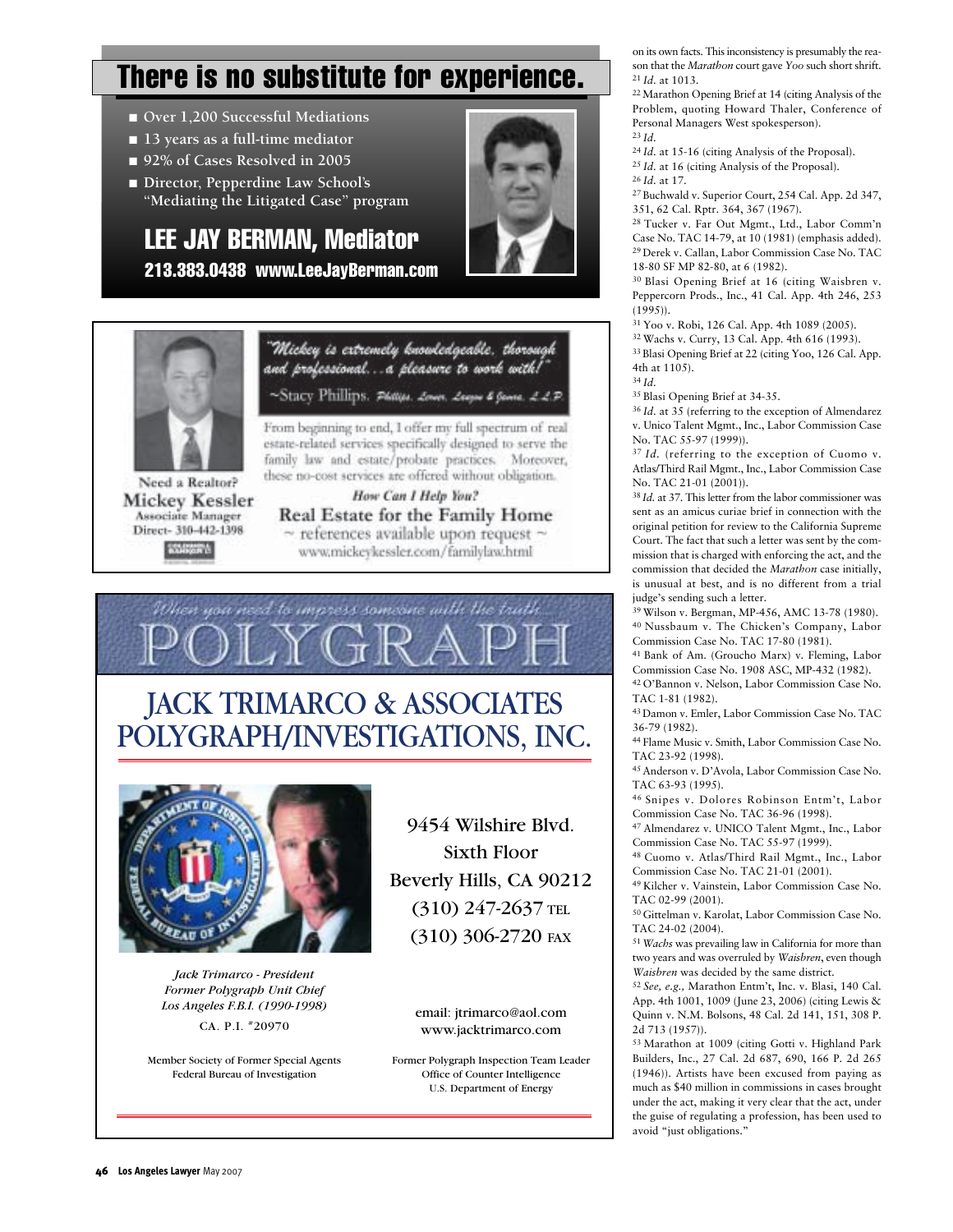## There is no substitute for experience.

- Over 1,200 Successful Mediations
- 13 years as a full-time mediator
- 92% of Cases Resolved in 2005
- Director, Pepperdine Law School's "Mediating the Litigated Case" program

**LEE JAY BERMAN, Mediator**

**213.383.0438 www.LeeJayBerman.com**

*"Mickey is extremely knowledgeable, thorough and professional…a pleasure to work with!"*
~Stacy Phillips, Phillips, Lerner, Lauzon & Jamra, L.L.P.

From beginning to end, I offer my full spectrum of real estate-related services specifically designed to serve the family law and estate/probate practices. Moreover, these no-cost services are offered without obligation.

Need a Realtor?
**Mickey Kessler**
Associate Manager
Direct- 310-442-1398

*How Can I Help You?*
**Real Estate for the Family Home**
~ references available upon request ~
www.mickeykessler.com/familylaw.html

*When you need to impress someone with the truth…*

# POLYGRAPH

## JACK TRIMARCO & ASSOCIATES POLYGRAPH/INVESTIGATIONS, INC.

*Jack Trimarco - President*
*Former Polygraph Unit Chief*
*Los Angeles F.B.I. (1990-1998)*
CA. P.I. #20970

Member Society of Former Special Agents
Federal Bureau of Investigation

9454 Wilshire Blvd.
Sixth Floor
Beverly Hills, CA 90212
(310) 247-2637 TEL
(310) 306-2720 FAX

email: jtrimarco@aol.com
www.jacktrimarco.com

Former Polygraph Inspection Team Leader
Office of Counter Intelligence
U.S. Department of Energy

on its own facts. This inconsistency is presumably the reason that the *Marathon* court gave *Yoo* such short shrift.

[21] *Id.* at 1013.

[22] Marathon Opening Brief at 14 (citing Analysis of the Problem, quoting Howard Thaler, Conference of Personal Managers West spokesperson).

[23] *Id.*

[24] *Id.* at 15-16 (citing Analysis of the Proposal).

[25] *Id.* at 16 (citing Analysis of the Proposal).

[26] *Id.* at 17.

[27] Buchwald v. Superior Court, 254 Cal. App. 2d 347, 351, 62 Cal. Rptr. 364, 367 (1967).

[28] Tucker v. Far Out Mgmt., Ltd., Labor Comm'n Case No. TAC 14-79, at 10 (1981) (emphasis added).

[29] Derek v. Callan, Labor Commission Case No. TAC 18-80 SF MP 82-80, at 6 (1982).

[30] Blasi Opening Brief at 16 (citing Waisbren v. Peppercorn Prods., Inc., 41 Cal. App. 4th 246, 253 (1995)).

[31] Yoo v. Robi, 126 Cal. App. 4th 1089 (2005).

[32] Wachs v. Curry, 13 Cal. App. 4th 616 (1993).

[33] Blasi Opening Brief at 22 (citing Yoo, 126 Cal. App. 4th at 1105).

[34] *Id.*

[35] Blasi Opening Brief at 34-35.

[36] *Id.* at 35 (referring to the exception of Almendarez v. Unico Talent Mgmt., Inc., Labor Commission Case No. TAC 55-97 (1999)).

[37] *Id.* (referring to the exception of Cuomo v. Atlas/Third Rail Mgmt., Inc., Labor Commission Case No. TAC 21-01 (2001)).

[38] *Id.* at 37. This letter from the labor commissioner was sent as an amicus curiae brief in connection with the original petition for review to the California Supreme Court. The fact that such a letter was sent by the commission that is charged with enforcing the act, and the commission that decided the *Marathon* case initially, is unusual at best, and is no different from a trial judge's sending such a letter.

[39] Wilson v. Bergman, MP-456, AMC 13-78 (1980).

[40] Nussbaum v. The Chicken's Company, Labor Commission Case No. TAC 17-80 (1981).

[41] Bank of Am. (Groucho Marx) v. Fleming, Labor Commission Case No. 1908 ASC, MP-432 (1982).

[42] O'Bannon v. Nelson, Labor Commission Case No. TAC 1-81 (1982).

[43] Damon v. Emler, Labor Commission Case No. TAC 36-79 (1982).

[44] Flame Music v. Smith, Labor Commission Case No. TAC 23-92 (1998).

[45] Anderson v. D'Avola, Labor Commission Case No. TAC 63-93 (1995).

[46] Snipes v. Dolores Robinson Entm't, Labor Commission Case No. TAC 36-96 (1998).

[47] Almendarez v. UNICO Talent Mgmt., Inc., Labor Commission Case No. TAC 55-97 (1999).

[48] Cuomo v. Atlas/Third Rail Mgmt., Inc., Labor Commission Case No. TAC 21-01 (2001).

[49] Kilcher v. Vainstein, Labor Commission Case No. TAC 02-99 (2001).

[50] Gittelman v. Karolat, Labor Commission Case No. TAC 24-02 (2004).

[51] *Wachs* was prevailing law in California for more than two years and was overruled by *Waisbren*, even though *Waisbren* was decided by the same district.

[52] *See, e.g.,* Marathon Entm't, Inc. v. Blasi, 140 Cal. App. 4th 1001, 1009 (June 23, 2006) (citing Lewis & Quinn v. N.M. Bolsons, 48 Cal. 2d 141, 151, 308 P. 2d 713 (1957)).

[53] Marathon at 1009 (citing Gotti v. Highland Park Builders, Inc., 27 Cal. 2d 687, 690, 166 P. 2d 265 (1946)). Artists have been excused from paying as much as $40 million in commissions in cases brought under the act, making it very clear that the act, under the guise of regulating a profession, has been used to avoid "just obligations."